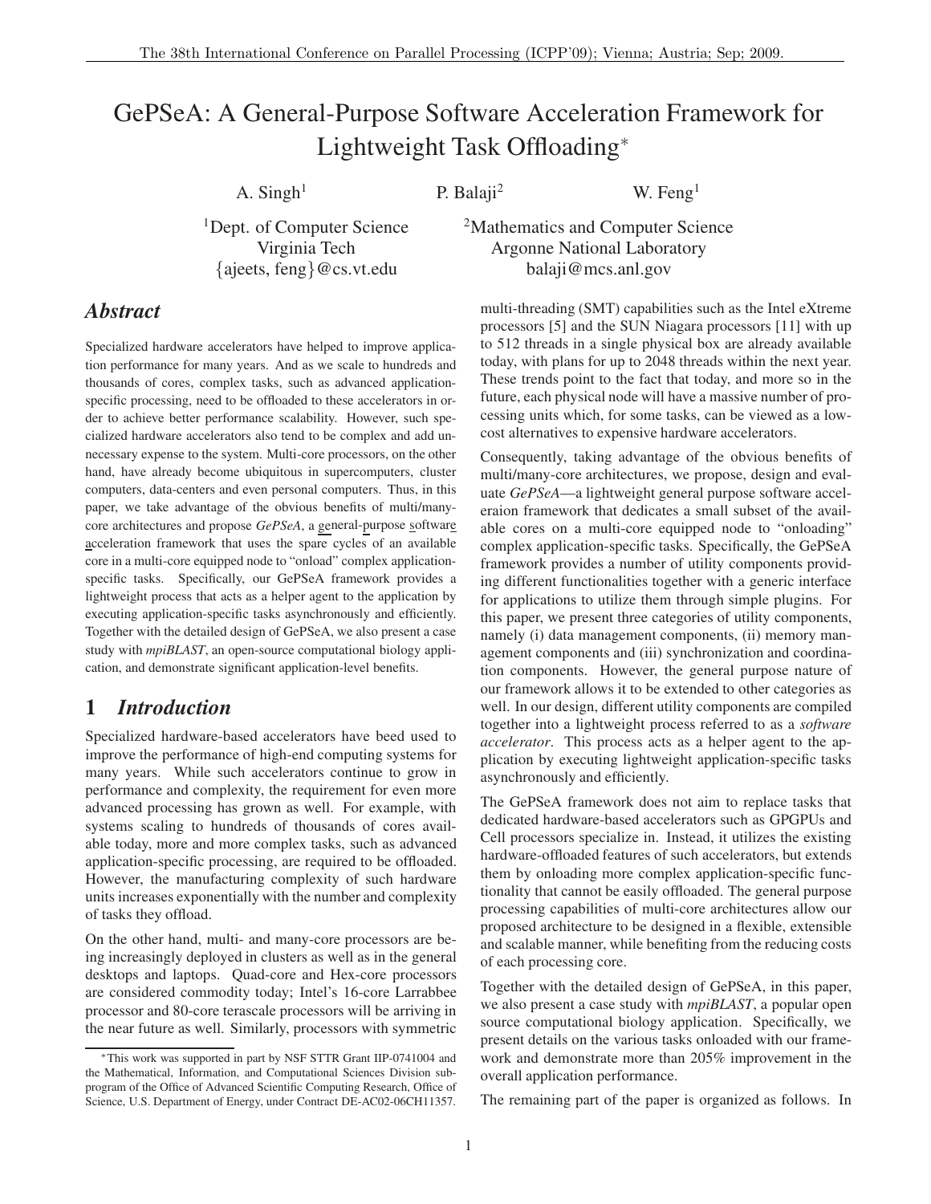# GePSeA: A General-Purpose Software Acceleration Framework for Lightweight Task Offloading*

A. Singh[1] P. Balaji[2] W. Feng[1]

[1]Dept. of Computer Science
Virginia Tech
{ajeets, feng}@cs.vt.edu

[2]Mathematics and Computer Science
Argonne National Laboratory
balaji@mcs.anl.gov

## *Abstract*

Specialized hardware accelerators have helped to improve application performance for many years. And as we scale to hundreds and thousands of cores, complex tasks, such as advanced application-specific processing, need to be offloaded to these accelerators in order to achieve better performance scalability. However, such specialized hardware accelerators also tend to be complex and add unnecessary expense to the system. Multi-core processors, on the other hand, have already become ubiquitous in supercomputers, cluster computers, data-centers and even personal computers. Thus, in this paper, we take advantage of the obvious benefits of multi/many-core architectures and propose *GePSeA*, a general-purpose software acceleration framework that uses the spare cycles of an available core in a multi-core equipped node to "onload" complex application-specific tasks. Specifically, our GePSeA framework provides a lightweight process that acts as a helper agent to the application by executing application-specific tasks asynchronously and efficiently. Together with the detailed design of GePSeA, we also present a case study with *mpiBLAST*, an open-source computational biology application, and demonstrate significant application-level benefits.

## 1 *Introduction*

Specialized hardware-based accelerators have beed used to improve the performance of high-end computing systems for many years. While such accelerators continue to grow in performance and complexity, the requirement for even more advanced processing has grown as well. For example, with systems scaling to hundreds of thousands of cores available today, more and more complex tasks, such as advanced application-specific processing, are required to be offloaded. However, the manufacturing complexity of such hardware units increases exponentially with the number and complexity of tasks they offload.

On the other hand, multi- and many-core processors are being increasingly deployed in clusters as well as in the general desktops and laptops. Quad-core and Hex-core processors are considered commodity today; Intel's 16-core Larrabbee processor and 80-core terascale processors will be arriving in the near future as well. Similarly, processors with symmetric multi-threading (SMT) capabilities such as the Intel eXtreme processors [5] and the SUN Niagara processors [11] with up to 512 threads in a single physical box are already available today, with plans for up to 2048 threads within the next year. These trends point to the fact that today, and more so in the future, each physical node will have a massive number of processing units which, for some tasks, can be viewed as a low-cost alternatives to expensive hardware accelerators.

Consequently, taking advantage of the obvious benefits of multi/many-core architectures, we propose, design and evaluate *GePSeA*—a lightweight general purpose software acceleraion framework that dedicates a small subset of the available cores on a multi-core equipped node to "onloading" complex application-specific tasks. Specifically, the GePSeA framework provides a number of utility components providing different functionalities together with a generic interface for applications to utilize them through simple plugins. For this paper, we present three categories of utility components, namely (i) data management components, (ii) memory management components and (iii) synchronization and coordination components. However, the general purpose nature of our framework allows it to be extended to other categories as well. In our design, different utility components are compiled together into a lightweight process referred to as a *software accelerator*. This process acts as a helper agent to the application by executing lightweight application-specific tasks asynchronously and efficiently.

The GePSeA framework does not aim to replace tasks that dedicated hardware-based accelerators such as GPGPUs and Cell processors specialize in. Instead, it utilizes the existing hardware-offloaded features of such accelerators, but extends them by onloading more complex application-specific functionality that cannot be easily offloaded. The general purpose processing capabilities of multi-core architectures allow our proposed architecture to be designed in a flexible, extensible and scalable manner, while benefiting from the reducing costs of each processing core.

Together with the detailed design of GePSeA, in this paper, we also present a case study with *mpiBLAST*, a popular open source computational biology application. Specifically, we present details on the various tasks onloaded with our framework and demonstrate more than 205% improvement in the overall application performance.

The remaining part of the paper is organized as follows. In

*This work was supported in part by NSF STTR Grant IIP-0741004 and the Mathematical, Information, and Computational Sciences Division subprogram of the Office of Advanced Scientific Computing Research, Office of Science, U.S. Department of Energy, under Contract DE-AC02-06CH11357.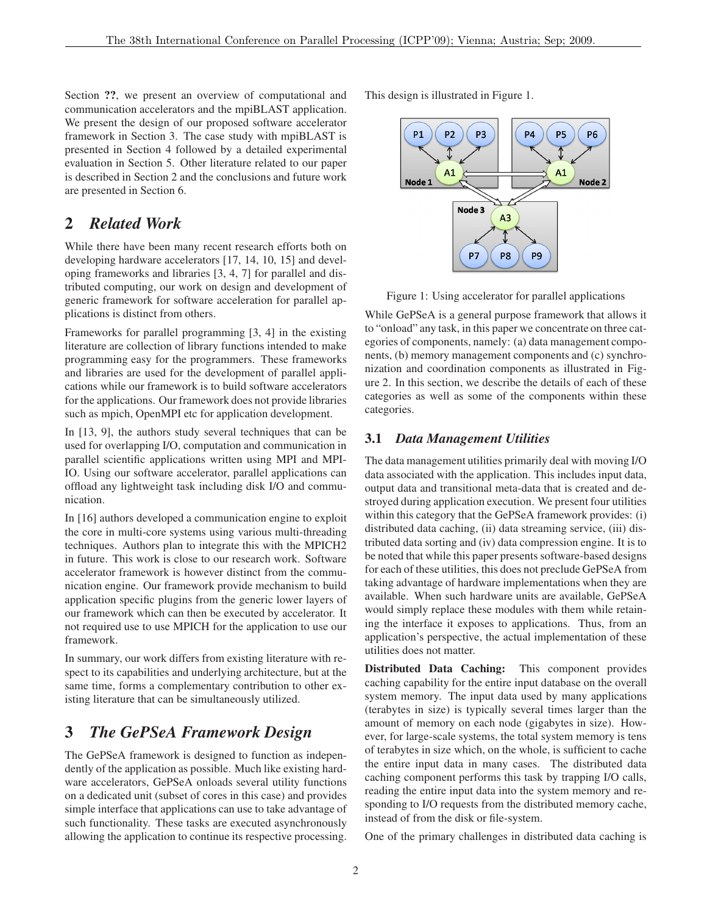Section **??**, we present an overview of computational and communication accelerators and the mpiBLAST application. We present the design of our proposed software accelerator framework in Section 3. The case study with mpiBLAST is presented in Section 4 followed by a detailed experimental evaluation in Section 5. Other literature related to our paper is described in Section 2 and the conclusions and future work are presented in Section 6.

## 2 *Related Work*

While there have been many recent research efforts both on developing hardware accelerators [17, 14, 10, 15] and developing frameworks and libraries [3, 4, 7] for parallel and distributed computing, our work on design and development of generic framework for software acceleration for parallel applications is distinct from others.

Frameworks for parallel programming [3, 4] in the existing literature are collection of library functions intended to make programming easy for the programmers. These frameworks and libraries are used for the development of parallel applications while our framework is to build software accelerators for the applications. Our framework does not provide libraries such as mpich, OpenMPI etc for application development.

In [13, 9], the authors study several techniques that can be used for overlapping I/O, computation and communication in parallel scientific applications written using MPI and MPI-IO. Using our software accelerator, parallel applications can offload any lightweight task including disk I/O and communication.

In [16] authors developed a communication engine to exploit the core in multi-core systems using various multi-threading techniques. Authors plan to integrate this with the MPICH2 in future. This work is close to our research work. Software accelerator framework is however distinct from the communication engine. Our framework provide mechanism to build application specific plugins from the generic lower layers of our framework which can then be executed by accelerator. It not required use to use MPICH for the application to use our framework.

In summary, our work differs from existing literature with respect to its capabilities and underlying architecture, but at the same time, forms a complementary contribution to other existing literature that can be simultaneously utilized.

## 3 *The GePSeA Framework Design*

The GePSeA framework is designed to function as independently of the application as possible. Much like existing hardware accelerators, GePSeA onloads several utility functions on a dedicated unit (subset of cores in this case) and provides simple interface that applications can use to take advantage of such functionality. These tasks are executed asynchronously allowing the application to continue its respective processing. This design is illustrated in Figure 1.

Figure 1: Using accelerator for parallel applications

While GePSeA is a general purpose framework that allows it to "onload" any task, in this paper we concentrate on three categories of components, namely: (a) data management components, (b) memory management components and (c) synchronization and coordination components as illustrated in Figure 2. In this section, we describe the details of each of these categories as well as some of the components within these categories.

### 3.1 *Data Management Utilities*

The data management utilities primarily deal with moving I/O data associated with the application. This includes input data, output data and transitional meta-data that is created and destroyed during application execution. We present four utilities within this category that the GePSeA framework provides: (i) distributed data caching, (ii) data streaming service, (iii) distributed data sorting and (iv) data compression engine. It is to be noted that while this paper presents software-based designs for each of these utilities, this does not preclude GePSeA from taking advantage of hardware implementations when they are available. When such hardware units are available, GePSeA would simply replace these modules with them while retaining the interface it exposes to applications. Thus, from an application's perspective, the actual implementation of these utilities does not matter.

**Distributed Data Caching:** This component provides caching capability for the entire input database on the overall system memory. The input data used by many applications (terabytes in size) is typically several times larger than the amount of memory on each node (gigabytes in size). However, for large-scale systems, the total system memory is tens of terabytes in size which, on the whole, is sufficient to cache the entire input data in many cases. The distributed data caching component performs this task by trapping I/O calls, reading the entire input data into the system memory and responding to I/O requests from the distributed memory cache, instead of from the disk or file-system.

One of the primary challenges in distributed data caching is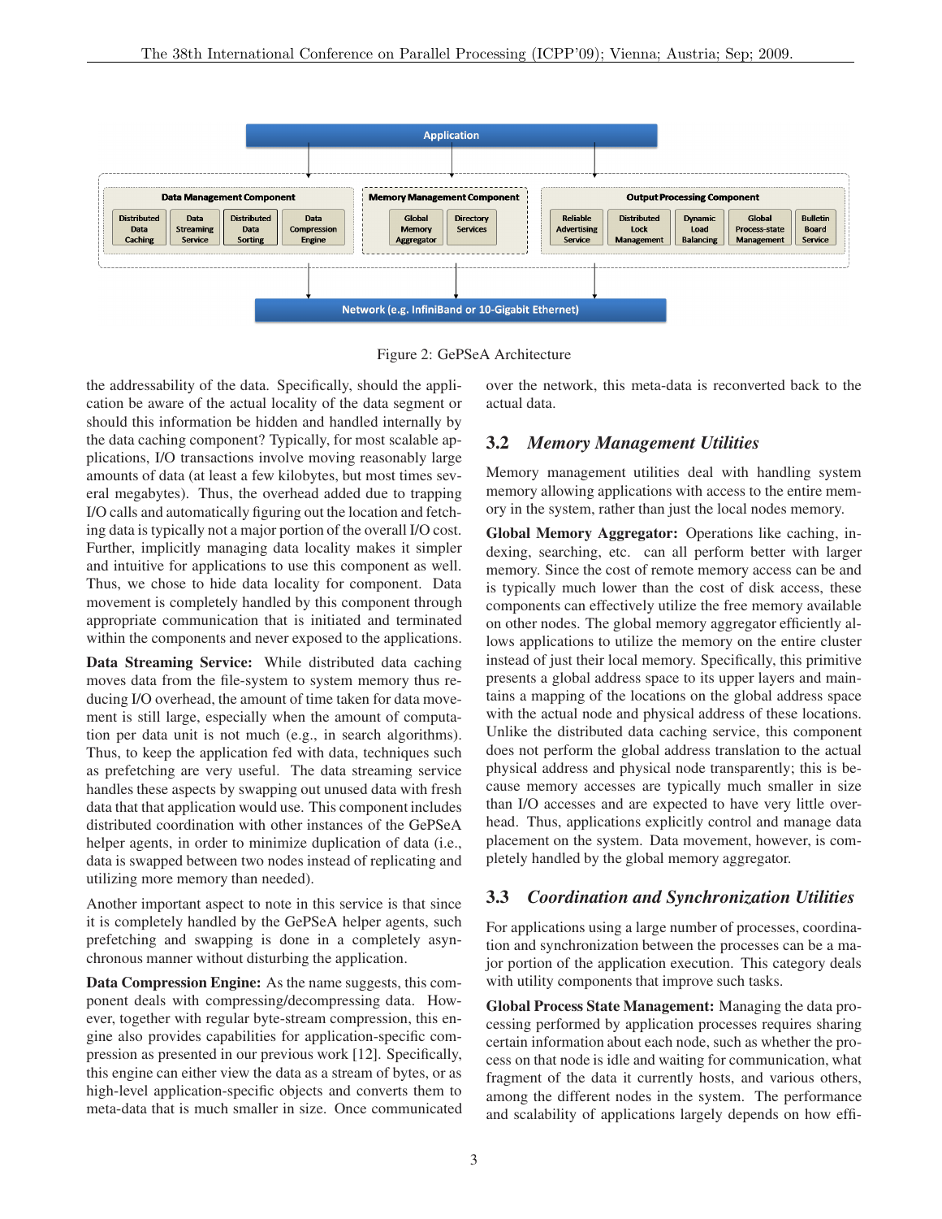Figure 2: GePSeA Architecture

the addressability of the data. Specifically, should the application be aware of the actual locality of the data segment or should this information be hidden and handled internally by the data caching component? Typically, for most scalable applications, I/O transactions involve moving reasonably large amounts of data (at least a few kilobytes, but most times several megabytes). Thus, the overhead added due to trapping I/O calls and automatically figuring out the location and fetching data is typically not a major portion of the overall I/O cost. Further, implicitly managing data locality makes it simpler and intuitive for applications to use this component as well. Thus, we chose to hide data locality for component. Data movement is completely handled by this component through appropriate communication that is initiated and terminated within the components and never exposed to the applications.

**Data Streaming Service:** While distributed data caching moves data from the file-system to system memory thus reducing I/O overhead, the amount of time taken for data movement is still large, especially when the amount of computation per data unit is not much (e.g., in search algorithms). Thus, to keep the application fed with data, techniques such as prefetching are very useful. The data streaming service handles these aspects by swapping out unused data with fresh data that that application would use. This component includes distributed coordination with other instances of the GePSeA helper agents, in order to minimize duplication of data (i.e., data is swapped between two nodes instead of replicating and utilizing more memory than needed).

Another important aspect to note in this service is that since it is completely handled by the GePSeA helper agents, such prefetching and swapping is done in a completely asynchronous manner without disturbing the application.

**Data Compression Engine:** As the name suggests, this component deals with compressing/decompressing data. However, together with regular byte-stream compression, this engine also provides capabilities for application-specific compression as presented in our previous work [12]. Specifically, this engine can either view the data as a stream of bytes, or as high-level application-specific objects and converts them to meta-data that is much smaller in size. Once communicated over the network, this meta-data is reconverted back to the actual data.

## 3.2 *Memory Management Utilities*

Memory management utilities deal with handling system memory allowing applications with access to the entire memory in the system, rather than just the local nodes memory.

**Global Memory Aggregator:** Operations like caching, indexing, searching, etc. can all perform better with larger memory. Since the cost of remote memory access can be and is typically much lower than the cost of disk access, these components can effectively utilize the free memory available on other nodes. The global memory aggregator efficiently allows applications to utilize the memory on the entire cluster instead of just their local memory. Specifically, this primitive presents a global address space to its upper layers and maintains a mapping of the locations on the global address space with the actual node and physical address of these locations. Unlike the distributed data caching service, this component does not perform the global address translation to the actual physical address and physical node transparently; this is because memory accesses are typically much smaller in size than I/O accesses and are expected to have very little overhead. Thus, applications explicitly control and manage data placement on the system. Data movement, however, is completely handled by the global memory aggregator.

## 3.3 *Coordination and Synchronization Utilities*

For applications using a large number of processes, coordination and synchronization between the processes can be a major portion of the application execution. This category deals with utility components that improve such tasks.

**Global Process State Management:** Managing the data processing performed by application processes requires sharing certain information about each node, such as whether the process on that node is idle and waiting for communication, what fragment of the data it currently hosts, and various others, among the different nodes in the system. The performance and scalability of applications largely depends on how effi-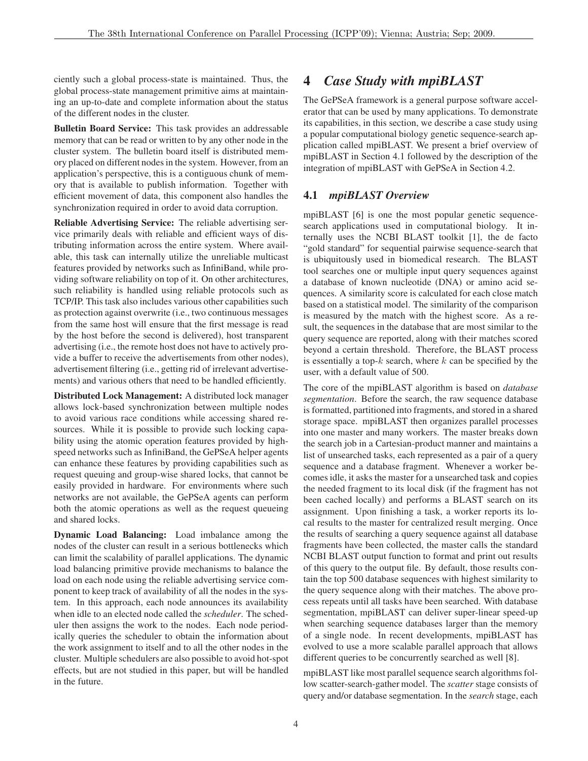ciently such a global process-state is maintained. Thus, the global process-state management primitive aims at maintaining an up-to-date and complete information about the status of the different nodes in the cluster.

**Bulletin Board Service:** This task provides an addressable memory that can be read or written to by any other node in the cluster system. The bulletin board itself is distributed memory placed on different nodes in the system. However, from an application's perspective, this is a contiguous chunk of memory that is available to publish information. Together with efficient movement of data, this component also handles the synchronization required in order to avoid data corruption.

**Reliable Advertising Service:** The reliable advertising service primarily deals with reliable and efficient ways of distributing information across the entire system. Where available, this task can internally utilize the unreliable multicast features provided by networks such as InfiniBand, while providing software reliability on top of it. On other architectures, such reliability is handled using reliable protocols such as TCP/IP. This task also includes various other capabilities such as protection against overwrite (i.e., two continuous messages from the same host will ensure that the first message is read by the host before the second is delivered), host transparent advertising (i.e., the remote host does not have to actively provide a buffer to receive the advertisements from other nodes), advertisement filtering (i.e., getting rid of irrelevant advertisements) and various others that need to be handled efficiently.

**Distributed Lock Management:** A distributed lock manager allows lock-based synchronization between multiple nodes to avoid various race conditions while accessing shared resources. While it is possible to provide such locking capability using the atomic operation features provided by high-speed networks such as InfiniBand, the GePSeA helper agents can enhance these features by providing capabilities such as request queuing and group-wise shared locks, that cannot be easily provided in hardware. For environments where such networks are not available, the GePSeA agents can perform both the atomic operations as well as the request queueing and shared locks.

**Dynamic Load Balancing:** Load imbalance among the nodes of the cluster can result in a serious bottlenecks which can limit the scalability of parallel applications. The dynamic load balancing primitive provide mechanisms to balance the load on each node using the reliable advertising service component to keep track of availability of all the nodes in the system. In this approach, each node announces its availability when idle to an elected node called the *scheduler*. The scheduler then assigns the work to the nodes. Each node periodically queries the scheduler to obtain the information about the work assignment to itself and to all the other nodes in the cluster. Multiple schedulers are also possible to avoid hot-spot effects, but are not studied in this paper, but will be handled in the future.

# 4 *Case Study with mpiBLAST*

The GePSeA framework is a general purpose software accelerator that can be used by many applications. To demonstrate its capabilities, in this section, we describe a case study using a popular computational biology genetic sequence-search application called mpiBLAST. We present a brief overview of mpiBLAST in Section 4.1 followed by the description of the integration of mpiBLAST with GePSeA in Section 4.2.

## 4.1 *mpiBLAST Overview*

mpiBLAST [6] is one the most popular genetic sequence-search applications used in computational biology. It internally uses the NCBI BLAST toolkit [1], the de facto "gold standard" for sequential pairwise sequence-search that is ubiquitously used in biomedical research. The BLAST tool searches one or multiple input query sequences against a database of known nucleotide (DNA) or amino acid sequences. A similarity score is calculated for each close match based on a statistical model. The similarity of the comparison is measured by the match with the highest score. As a result, the sequences in the database that are most similar to the query sequence are reported, along with their matches scored beyond a certain threshold. Therefore, the BLAST process is essentially a top-$k$ search, where $k$ can be specified by the user, with a default value of 500.

The core of the mpiBLAST algorithm is based on *database segmentation*. Before the search, the raw sequence database is formatted, partitioned into fragments, and stored in a shared storage space. mpiBLAST then organizes parallel processes into one master and many workers. The master breaks down the search job in a Cartesian-product manner and maintains a list of unsearched tasks, each represented as a pair of a query sequence and a database fragment. Whenever a worker becomes idle, it asks the master for a unsearched task and copies the needed fragment to its local disk (if the fragment has not been cached locally) and performs a BLAST search on its assignment. Upon finishing a task, a worker reports its local results to the master for centralized result merging. Once the results of searching a query sequence against all database fragments have been collected, the master calls the standard NCBI BLAST output function to format and print out results of this query to the output file. By default, those results contain the top 500 database sequences with highest similarity to the query sequence along with their matches. The above process repeats until all tasks have been searched. With database segmentation, mpiBLAST can deliver super-linear speed-up when searching sequence databases larger than the memory of a single node. In recent developments, mpiBLAST has evolved to use a more scalable parallel approach that allows different queries to be concurrently searched as well [8].

mpiBLAST like most parallel sequence search algorithms follow scatter-search-gather model. The *scatter* stage consists of query and/or database segmentation. In the *search* stage, each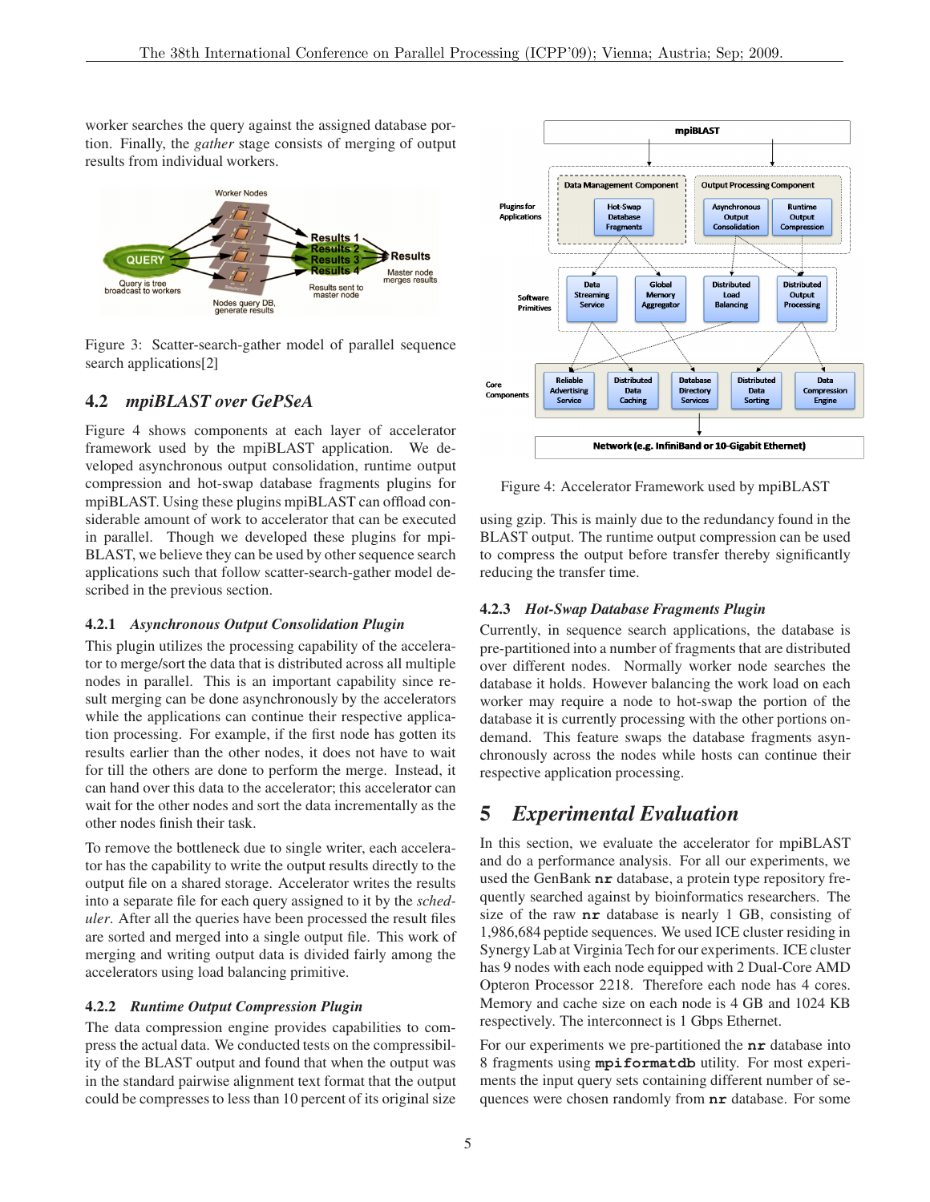worker searches the query against the assigned database portion. Finally, the *gather* stage consists of merging of output results from individual workers.

Figure 3: Scatter-search-gather model of parallel sequence search applications[2]

## 4.2 *mpiBLAST over GePSeA*

Figure 4 shows components at each layer of accelerator framework used by the mpiBLAST application. We developed asynchronous output consolidation, runtime output compression and hot-swap database fragments plugins for mpiBLAST. Using these plugins mpiBLAST can offload considerable amount of work to accelerator that can be executed in parallel. Though we developed these plugins for mpiBLAST, we believe they can be used by other sequence search applications such that follow scatter-search-gather model described in the previous section.

### 4.2.1 *Asynchronous Output Consolidation Plugin*

This plugin utilizes the processing capability of the accelerator to merge/sort the data that is distributed across all multiple nodes in parallel. This is an important capability since result merging can be done asynchronously by the accelerators while the applications can continue their respective application processing. For example, if the first node has gotten its results earlier than the other nodes, it does not have to wait for till the others are done to perform the merge. Instead, it can hand over this data to the accelerator; this accelerator can wait for the other nodes and sort the data incrementally as the other nodes finish their task.

To remove the bottleneck due to single writer, each accelerator has the capability to write the output results directly to the output file on a shared storage. Accelerator writes the results into a separate file for each query assigned to it by the *scheduler*. After all the queries have been processed the result files are sorted and merged into a single output file. This work of merging and writing output data is divided fairly among the accelerators using load balancing primitive.

### 4.2.2 *Runtime Output Compression Plugin*

The data compression engine provides capabilities to compress the actual data. We conducted tests on the compressibility of the BLAST output and found that when the output was in the standard pairwise alignment text format that the output could be compresses to less than 10 percent of its original size using gzip. This is mainly due to the redundancy found in the BLAST output. The runtime output compression can be used to compress the output before transfer thereby significantly reducing the transfer time.

Figure 4: Accelerator Framework used by mpiBLAST

### 4.2.3 *Hot-Swap Database Fragments Plugin*

Currently, in sequence search applications, the database is pre-partitioned into a number of fragments that are distributed over different nodes. Normally worker node searches the database it holds. However balancing the work load on each worker may require a node to hot-swap the portion of the database it is currently processing with the other portions on-demand. This feature swaps the database fragments asynchronously across the nodes while hosts can continue their respective application processing.

# 5 *Experimental Evaluation*

In this section, we evaluate the accelerator for mpiBLAST and do a performance analysis. For all our experiments, we used the GenBank **nr** database, a protein type repository frequently searched against by bioinformatics researchers. The size of the raw **nr** database is nearly 1 GB, consisting of 1,986,684 peptide sequences. We used ICE cluster residing in Synergy Lab at Virginia Tech for our experiments. ICE cluster has 9 nodes with each node equipped with 2 Dual-Core AMD Opteron Processor 2218. Therefore each node has 4 cores. Memory and cache size on each node is 4 GB and 1024 KB respectively. The interconnect is 1 Gbps Ethernet.

For our experiments we pre-partitioned the **nr** database into 8 fragments using **mpiformatdb** utility. For most experiments the input query sets containing different number of sequences were chosen randomly from **nr** database. For some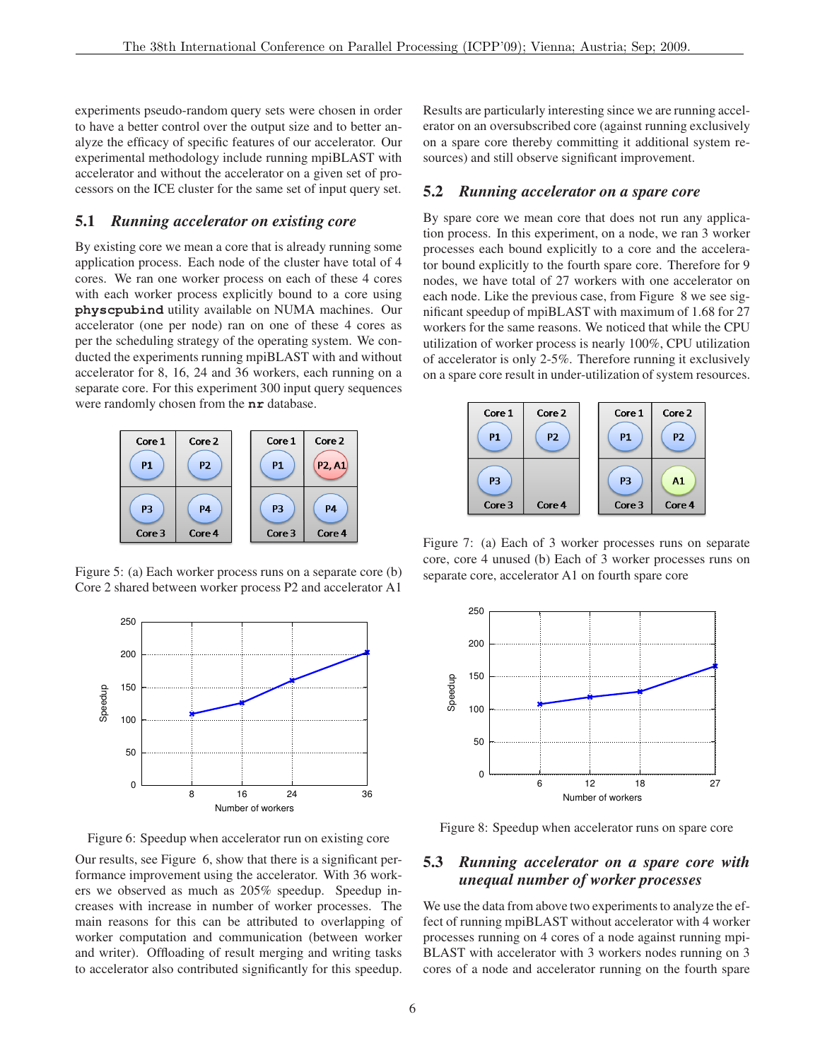experiments pseudo-random query sets were chosen in order to have a better control over the output size and to better analyze the efficacy of specific features of our accelerator. Our experimental methodology include running mpiBLAST with accelerator and without the accelerator on a given set of processors on the ICE cluster for the same set of input query set.

### 5.1 *Running accelerator on existing core*

By existing core we mean a core that is already running some application process. Each node of the cluster have total of 4 cores. We ran one worker process on each of these 4 cores with each worker process explicitly bound to a core using **physcpubind** utility available on NUMA machines. Our accelerator (one per node) ran on one of these 4 cores as per the scheduling strategy of the operating system. We conducted the experiments running mpiBLAST with and without accelerator for 8, 16, 24 and 36 workers, each running on a separate core. For this experiment 300 input query sequences were randomly chosen from the **nr** database.

Figure 5: (a) Each worker process runs on a separate core (b) Core 2 shared between worker process P2 and accelerator A1

Figure 6: Speedup when accelerator run on existing core

Our results, see Figure 6, show that there is a significant performance improvement using the accelerator. With 36 workers we observed as much as 205% speedup. Speedup increases with increase in number of worker processes. The main reasons for this can be attributed to overlapping of worker computation and communication (between worker and writer). Offloading of result merging and writing tasks to accelerator also contributed significantly for this speedup. Results are particularly interesting since we are running accelerator on an oversubscribed core (against running exclusively on a spare core thereby committing it additional system resources) and still observe significant improvement.

### 5.2 *Running accelerator on a spare core*

By spare core we mean core that does not run any application process. In this experiment, on a node, we ran 3 worker processes each bound explicitly to a core and the accelerator bound explicitly to the fourth spare core. Therefore for 9 nodes, we have total of 27 workers with one accelerator on each node. Like the previous case, from Figure 8 we see significant speedup of mpiBLAST with maximum of 1.68 for 27 workers for the same reasons. We noticed that while the CPU utilization of worker process is nearly 100%, CPU utilization of accelerator is only 2-5%. Therefore running it exclusively on a spare core result in under-utilization of system resources.

Figure 7: (a) Each of 3 worker processes runs on separate core, core 4 unused (b) Each of 3 worker processes runs on separate core, accelerator A1 on fourth spare core

Figure 8: Speedup when accelerator runs on spare core

### 5.3 *Running accelerator on a spare core with unequal number of worker processes*

We use the data from above two experiments to analyze the effect of running mpiBLAST without accelerator with 4 worker processes running on 4 cores of a node against running mpiBLAST with accelerator with 3 workers nodes running on 3 cores of a node and accelerator running on the fourth spare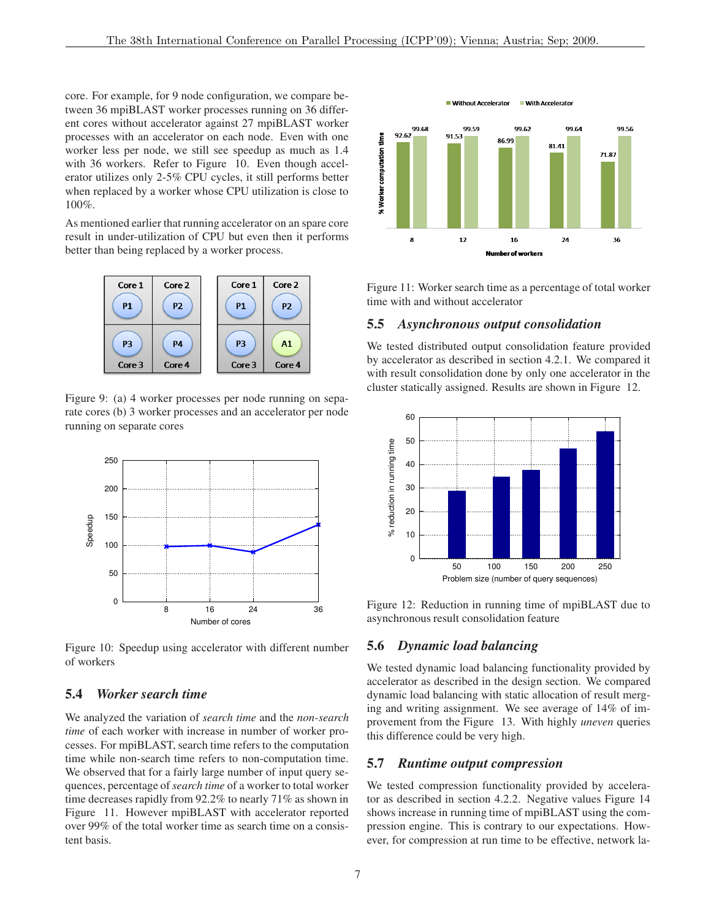core. For example, for 9 node configuration, we compare between 36 mpiBLAST worker processes running on 36 different cores without accelerator against 27 mpiBLAST worker processes with an accelerator on each node. Even with one worker less per node, we still see speedup as much as 1.4 with 36 workers. Refer to Figure 10. Even though accelerator utilizes only 2-5% CPU cycles, it still performs better when replaced by a worker whose CPU utilization is close to 100%.

As mentioned earlier that running accelerator on an spare core result in under-utilization of CPU but even then it performs better than being replaced by a worker process.

Figure 9: (a) 4 worker processes per node running on separate cores (b) 3 worker processes and an accelerator per node running on separate cores

Figure 10: Speedup using accelerator with different number of workers

## 5.4 *Worker search time*

We analyzed the variation of *search time* and the *non-search time* of each worker with increase in number of worker processes. For mpiBLAST, search time refers to the computation time while non-search time refers to non-computation time. We observed that for a fairly large number of input query sequences, percentage of *search time* of a worker to total worker time decreases rapidly from 92.2% to nearly 71% as shown in Figure 11. However mpiBLAST with accelerator reported over 99% of the total worker time as search time on a consistent basis.

Figure 11: Worker search time as a percentage of total worker time with and without accelerator

## 5.5 *Asynchronous output consolidation*

We tested distributed output consolidation feature provided by accelerator as described in section 4.2.1. We compared it with result consolidation done by only one accelerator in the cluster statically assigned. Results are shown in Figure 12.

Figure 12: Reduction in running time of mpiBLAST due to asynchronous result consolidation feature

## 5.6 *Dynamic load balancing*

We tested dynamic load balancing functionality provided by accelerator as described in the design section. We compared dynamic load balancing with static allocation of result merging and writing assignment. We see average of 14% of improvement from the Figure 13. With highly *uneven* queries this difference could be very high.

## 5.7 *Runtime output compression*

We tested compression functionality provided by accelerator as described in section 4.2.2. Negative values Figure 14 shows increase in running time of mpiBLAST using the compression engine. This is contrary to our expectations. However, for compression at run time to be effective, network la-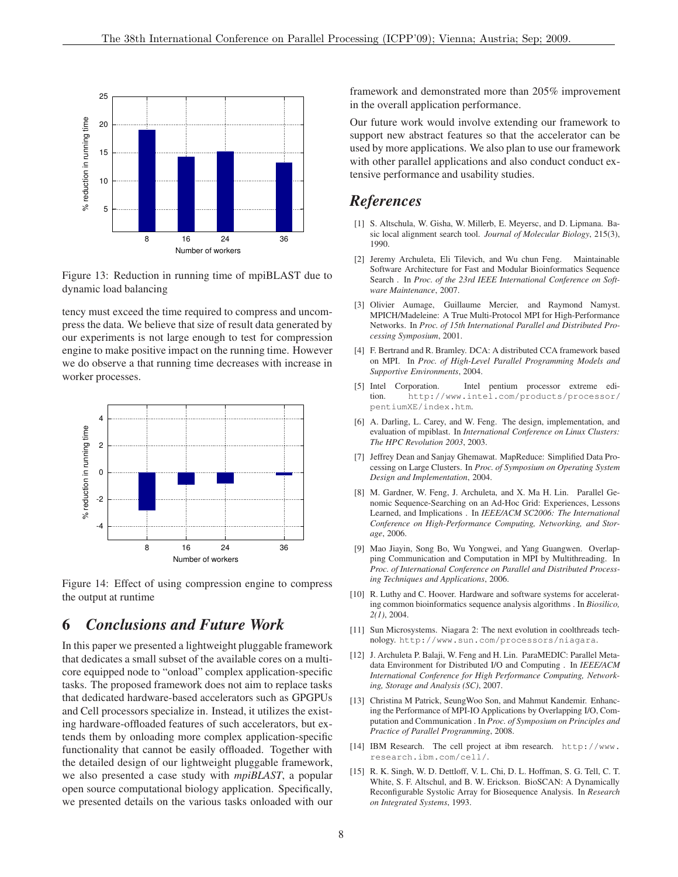Figure 13: Reduction in running time of mpiBLAST due to dynamic load balancing

tency must exceed the time required to compress and uncompress the data. We believe that size of result data generated by our experiments is not large enough to test for compression engine to make positive impact on the running time. However we do observe a that running time decreases with increase in worker processes.

Figure 14: Effect of using compression engine to compress the output at runtime

# 6 *Conclusions and Future Work*

In this paper we presented a lightweight pluggable framework that dedicates a small subset of the available cores on a multi-core equipped node to "onload" complex application-specific tasks. The proposed framework does not aim to replace tasks that dedicated hardware-based accelerators such as GPGPUs and Cell processors specialize in. Instead, it utilizes the existing hardware-offloaded features of such accelerators, but extends them by onloading more complex application-specific functionality that cannot be easily offloaded. Together with the detailed design of our lightweight pluggable framework, we also presented a case study with *mpiBLAST*, a popular open source computational biology application. Specifically, we presented details on the various tasks onloaded with our framework and demonstrated more than 205% improvement in the overall application performance.

Our future work would involve extending our framework to support new abstract features so that the accelerator can be used by more applications. We also plan to use our framework with other parallel applications and also conduct conduct extensive performance and usability studies.

# *References*

[1] S. Altschula, W. Gisha, W. Millerb, E. Meyersc, and D. Lipmana. Basic local alignment search tool. *Journal of Molecular Biology*, 215(3), 1990.

[2] Jeremy Archuleta, Eli Tilevich, and Wu chun Feng. Maintainable Software Architecture for Fast and Modular Bioinformatics Sequence Search . In *Proc. of the 23rd IEEE International Conference on Software Maintenance*, 2007.

[3] Olivier Aumage, Guillaume Mercier, and Raymond Namyst. MPICH/Madeleine: A True Multi-Protocol MPI for High-Performance Networks. In *Proc. of 15th International Parallel and Distributed Processing Symposium*, 2001.

[4] F. Bertrand and R. Bramley. DCA: A distributed CCA framework based on MPI. In *Proc. of High-Level Parallel Programming Models and Supportive Environments*, 2004.

[5] Intel Corporation. Intel pentium processor extreme edition. http://www.intel.com/products/processor/pentiumXE/index.htm.

[6] A. Darling, L. Carey, and W. Feng. The design, implementation, and evaluation of mpiblast. In *International Conference on Linux Clusters: The HPC Revolution 2003*, 2003.

[7] Jeffrey Dean and Sanjay Ghemawat. MapReduce: Simplified Data Processing on Large Clusters. In *Proc. of Symposium on Operating System Design and Implementation*, 2004.

[8] M. Gardner, W. Feng, J. Archuleta, X. Ma H. Lin. Parallel Genomic Sequence-Searching on an Ad-Hoc Grid: Experiences, Lessons Learned, and Implications . In *IEEE/ACM SC2006: The International Conference on High-Performance Computing, Networking, and Storage*, 2006.

[9] Mao Jiayin, Song Bo, Wu Yongwei, and Yang Guangwen. Overlapping Communication and Computation in MPI by Multithreading. In *Proc. of International Conference on Parallel and Distributed Processing Techniques and Applications*, 2006.

[10] R. Luthy and C. Hoover. Hardware and software systems for accelerating common bioinformatics sequence analysis algorithms . In *Biosilico, 2(1)*, 2004.

[11] Sun Microsystems. Niagara 2: The next evolution in coolthreads technology. http://www.sun.com/processors/niagara.

[12] J. Archuleta P. Balaji, W. Feng and H. Lin. ParaMEDIC: Parallel Metadata Environment for Distributed I/O and Computing . In *IEEE/ACM International Conference for High Performance Computing, Networking, Storage and Analysis (SC)*, 2007.

[13] Christina M Patrick, SeungWoo Son, and Mahmut Kandemir. Enhancing the Performance of MPI-IO Applications by Overlapping I/O, Computation and Communication . In *Proc. of Symposium on Principles and Practice of Parallel Programming*, 2008.

[14] IBM Research. The cell project at ibm research. http://www.research.ibm.com/cell/.

[15] R. K. Singh, W. D. Dettloff, V. L. Chi, D. L. Hoffman, S. G. Tell, C. T. White, S. F. Altschul, and B. W. Erickson. BioSCAN: A Dynamically Reconfigurable Systolic Array for Biosequence Analysis. In *Research on Integrated Systems*, 1993.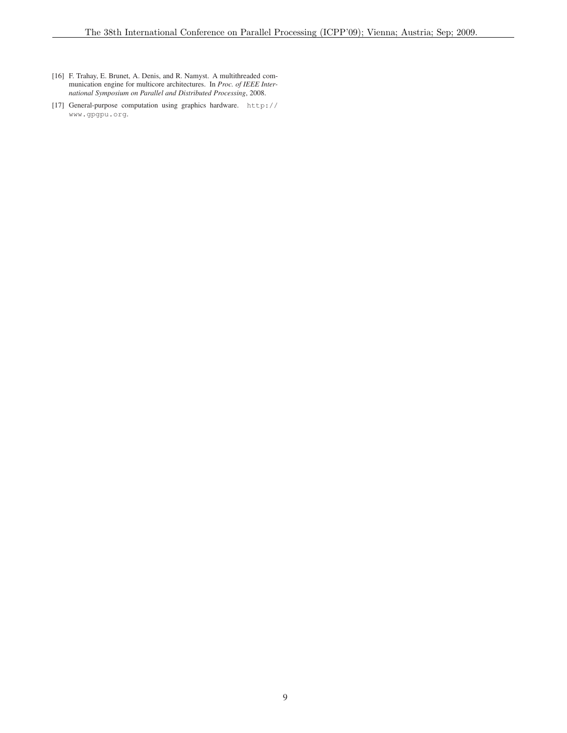[16] F. Trahay, E. Brunet, A. Denis, and R. Namyst. A multithreaded communication engine for multicore architectures. In *Proc. of IEEE International Symposium on Parallel and Distributed Processing*, 2008.

[17] General-purpose computation using graphics hardware. http://www.gpgpu.org.